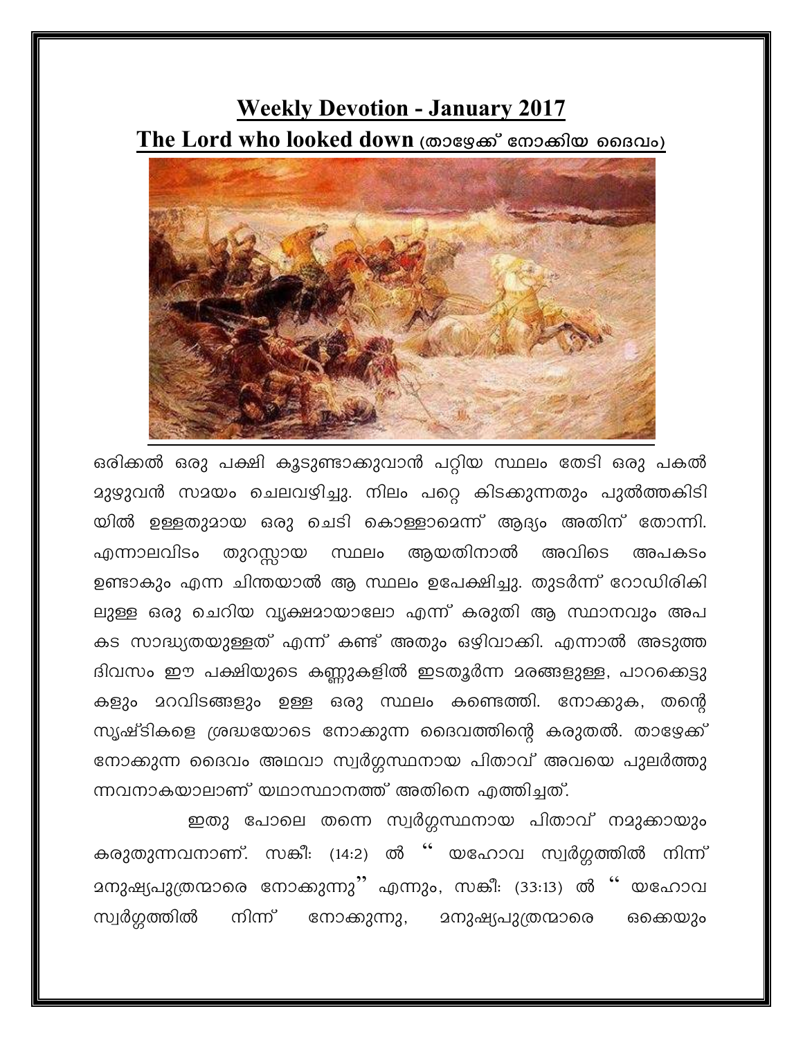# Weekly Devotion - January 2017

## The Lord who looked down (താഴേക്ക് നോക്കിയ ദൈവം)

ഒരിക്കൽ ഒരു പക്ഷി കൂടുണ്ടാക്കുവാൻ പറ്റിയ സ്ഥലം തേടി ഒരു പകൽ മുഴുവൻ സമയം ചെലവഴിച്ചു. നിലം പറ്റെ കിടക്കുന്നതും പുൽത്തകിടിയിൽ ഉള്ളതുമായ ഒരു ചെടി കൊള്ളാമെന്ന് ആദ്യം അതിന് തോന്നി. എന്നാലവിടം തുറസ്സായ സ്ഥലം ആയതിനാൽ അവിടെ അപകടം ഉണ്ടാകും എന്ന ചിന്തയാൽ ആ സ്ഥലം ഉപേക്ഷിച്ചു. തുടർന്ന് റോഡിരികിലുള്ള ഒരു ചെറിയ വൃക്ഷമായാലോ എന്ന് കരുതി ആ സ്ഥാനവും അപകട സാദ്ധ്യതയുള്ളത് എന്ന് കണ്ട് അതും ഒഴിവാക്കി. എന്നാൽ അടുത്ത ദിവസം ഈ പക്ഷിയുടെ കണ്ണുകളിൽ ഇടതൂർന്ന മരങ്ങളുള്ള, പാറക്കെട്ടുകളും മറവിടങ്ങളും ഉള്ള ഒരു സ്ഥലം കണ്ടെത്തി. നോക്കുക, തന്റെ സൃഷ്ടികളെ ശ്രദ്ധയോടെ നോക്കുന്ന ദൈവത്തിന്റെ കരുതൽ. താഴേക്ക് നോക്കുന്ന ദൈവം അഥവാ സ്വർഗ്ഗസ്ഥനായ പിതാവ് അവയെ പുലർത്തുന്നവനാകയാലാണ് യഥാസ്ഥാനത്ത് അതിനെ എത്തിച്ചത്.

ഇതു പോലെ തന്നെ സ്വർഗ്ഗസ്ഥനായ പിതാവ് നമുക്കായും കരുതുന്നവനാണ്. സങ്കീ: (14:2) ൽ " യഹോവ സ്വർഗ്ഗത്തിൽ നിന്ന് മനുഷ്യപുത്രന്മാരെ നോക്കുന്നു" എന്നും, സങ്കീ: (33:13) ൽ " യഹോവ സ്വർഗ്ഗത്തിൽ നിന്ന് നോക്കുന്നു, മനുഷ്യപുത്രന്മാരെ ഒക്കെയും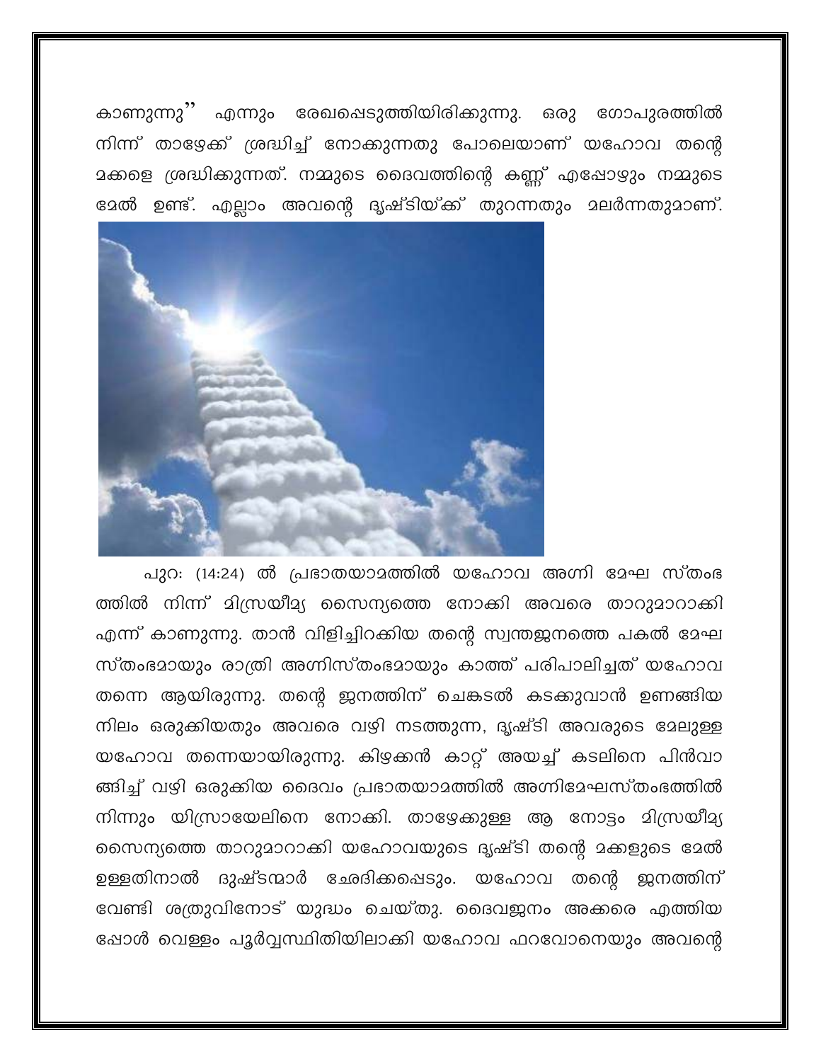കാണുന്നു" എന്നും രേഖപ്പെടുത്തിയിരിക്കുന്നു. ഒരു ഗോപുരത്തിൽ നിന്ന് താഴേക്ക് ശ്രദ്ധിച്ച് നോക്കുന്നതു പോലെയാണ് യഹോവ തന്റെ മക്കളെ ശ്രദ്ധിക്കുന്നത്. നമ്മുടെ ദൈവത്തിന്റെ കണ്ണ് എപ്പോഴും നമ്മുടെ മേൽ ഉണ്ട്. എല്ലാം അവന്റെ ദൃഷ്ടിയ്ക്ക് തുറന്നതും മലർന്നതുമാണ്.

പുറ: (14:24) ൽ പ്രഭാതയാമത്തിൽ യഹോവ അഗ്നി മേഘ സ്തംഭ ത്തിൽ നിന്ന് മിസ്രയീമ്യ സൈന്യത്തെ നോക്കി അവരെ താറുമാറാക്കി എന്ന് കാണുന്നു. താൻ വിളിച്ചിറക്കിയ തന്റെ സ്വന്തജനത്തെ പകൽ മേഘ സ്തംഭമായും രാത്രി അഗ്നിസ്തംഭമായും കാത്ത് പരിപാലിച്ചത് യഹോവ തന്നെ ആയിരുന്നു. തന്റെ ജനത്തിന് ചെങ്കടൽ കടക്കുവാൻ ഉണങ്ങിയ നിലം ഒരുക്കിയതും അവരെ വഴി നടത്തുന്ന, ദൃഷ്ടി അവരുടെ മേലുള്ള യഹോവ തന്നെയായിരുന്നു. കിഴക്കൻ കാറ്റ് അയച്ച് കടലിനെ പിൻവാ ങ്ങിച്ച് വഴി ഒരുക്കിയ ദൈവം പ്രഭാതയാമത്തിൽ അഗ്നിമേഘസ്തംഭത്തിൽ നിന്നും യിസ്രായേലിനെ നോക്കി. താഴേക്കുള്ള ആ നോട്ടം മിസ്രയീമ്യ സൈന്യത്തെ താറുമാറാക്കി യഹോവയുടെ ദൃഷ്ടി തന്റെ മക്കളുടെ മേൽ ഉള്ളതിനാൽ ദുഷ്ടന്മാർ ഛേദിക്കപ്പെടും. യഹോവ തന്റെ ജനത്തിന് വേണ്ടി ശത്രുവിനോട് യുദ്ധം ചെയ്തു. ദൈവജനം അക്കരെ എത്തിയ പ്പോൾ വെള്ളം പൂർവ്വസ്ഥിതിയിലാക്കി യഹോവ ഫറവോനെയും അവന്റെ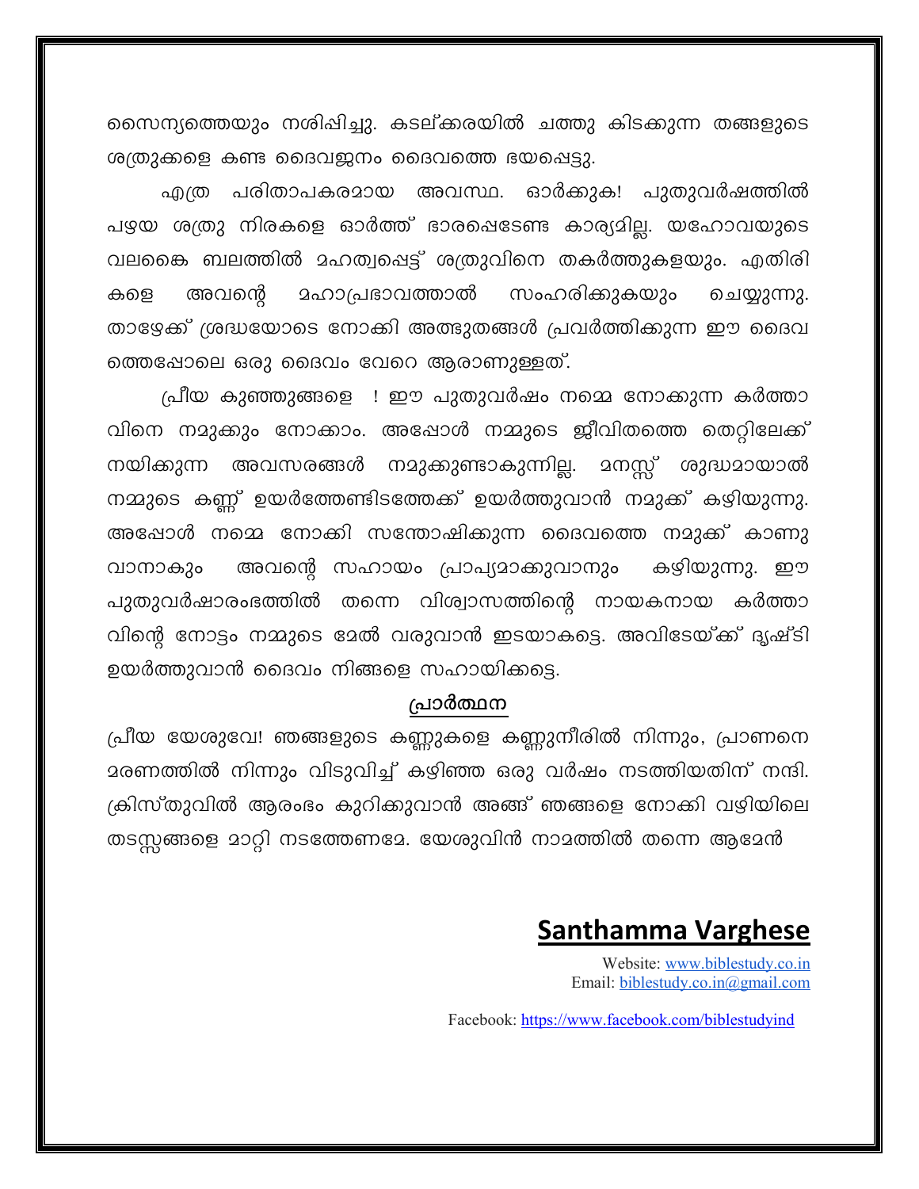സൈന്യത്തെയും നശിപ്പിച്ചു. കടല്ക്കരയിൽ ചത്തു കിടക്കുന്ന തങ്ങളുടെ ശത്രുക്കളെ കണ്ട ദൈവജനം ദൈവത്തെ ഭയപ്പെട്ടു.

എത്ര പരിതാപകരമായ അവസ്ഥ. ഓർക്കുക! പുതുവർഷത്തിൽ പഴയ ശത്രു നിരകളെ ഓർത്ത് ഭാരപ്പെടേണ്ട കാര്യമില്ല. യഹോവയുടെ വലങ്കൈ ബലത്തിൽ മഹത്വപ്പെട്ട് ശത്രുവിനെ തകർത്തുകളയും. എതിരികളെ അവന്റെ മഹാപ്രഭാവത്താൽ സംഹരിക്കുകയും ചെയ്യുന്നു. താഴേക്ക് ശ്രദ്ധയോടെ നോക്കി അത്ഭുതങ്ങൾ പ്രവർത്തിക്കുന്ന ഈ ദൈവത്തെപ്പോലെ ഒരു ദൈവം വേറെ ആരാണുള്ളത്.

പ്രീയ കുഞ്ഞുങ്ങളെ ! ഈ പുതുവർഷം നമ്മെ നോക്കുന്ന കർത്താവിനെ നമുക്കും നോക്കാം. അപ്പോൾ നമ്മുടെ ജീവിതത്തെ തെറ്റിലേക്ക് നയിക്കുന്ന അവസരങ്ങൾ നമുക്കുണ്ടാകുന്നില്ല. മനസ്സ് ശുദ്ധമായാൽ നമ്മുടെ കണ്ണ് ഉയർത്തേണ്ടിടത്തേക്ക് ഉയർത്തുവാൻ നമുക്ക് കഴിയുന്നു. അപ്പോൾ നമ്മെ നോക്കി സന്തോഷിക്കുന്ന ദൈവത്തെ നമുക്ക് കാണുവാനാകും അവന്റെ സഹായം പ്രാപ്യമാക്കുവാനും കഴിയുന്നു. ഈ പുതുവർഷാരംഭത്തിൽ തന്നെ വിശ്വാസത്തിന്റെ നായകനായ കർത്താവിന്റെ നോട്ടം നമ്മുടെ മേൽ വരുവാൻ ഇടയാകട്ടെ. അവിടേയ്ക്ക് ദൃഷ്ടി ഉയർത്തുവാൻ ദൈവം നിങ്ങളെ സഹായിക്കട്ടെ.

## പ്രാർത്ഥന

പ്രീയ യേശുവേ! ഞങ്ങളുടെ കണ്ണുകളെ കണ്ണുനീരിൽ നിന്നും, പ്രാണനെ മരണത്തിൽ നിന്നും വിടുവിച്ച് കഴിഞ്ഞ ഒരു വർഷം നടത്തിയതിന് നന്ദി. ക്രിസ്തുവിൽ ആരംഭം കുറിക്കുവാൻ അങ്ങ് ഞങ്ങളെ നോക്കി വഴിയിലെ തടസ്സങ്ങളെ മാറ്റി നടത്തേണമേ. യേശുവിൻ നാമത്തിൽ തന്നെ ആമേൻ

**Santhamma Varghese**

Website: www.biblestudy.co.in
Email: biblestudy.co.in@gmail.com

Facebook: https://www.facebook.com/biblestudyind